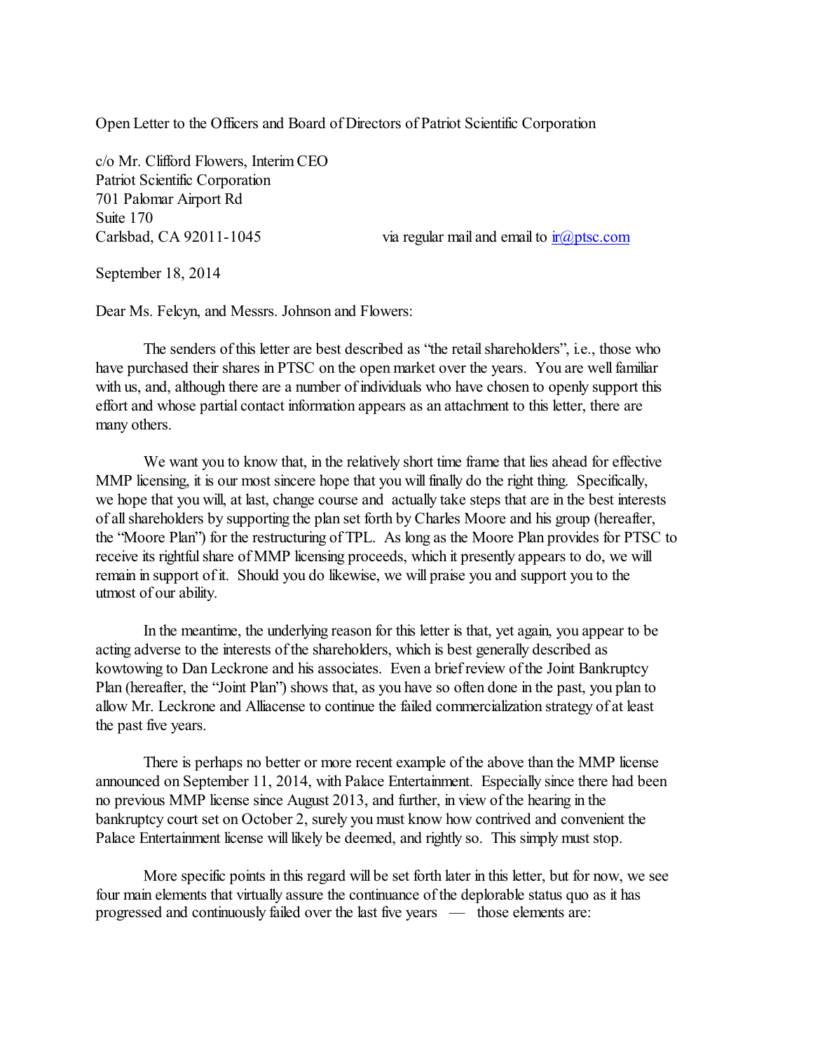Open Letter to the Officers and Board of Directors of Patriot Scientific Corporation

c/o Mr. Clifford Flowers, Interim CEO
Patriot Scientific Corporation
701 Palomar Airport Rd
Suite 170
Carlsbad, CA 92011-1045 via regular mail and email to ir@ptsc.com

September 18, 2014

Dear Ms. Felcyn, and Messrs. Johnson and Flowers:

The senders of this letter are best described as "the retail shareholders", i.e., those who have purchased their shares in PTSC on the open market over the years. You are well familiar with us, and, although there are a number of individuals who have chosen to openly support this effort and whose partial contact information appears as an attachment to this letter, there are many others.

We want you to know that, in the relatively short time frame that lies ahead for effective MMP licensing, it is our most sincere hope that you will finally do the right thing. Specifically, we hope that you will, at last, change course and actually take steps that are in the best interests of all shareholders by supporting the plan set forth by Charles Moore and his group (hereafter, the "Moore Plan") for the restructuring of TPL. As long as the Moore Plan provides for PTSC to receive its rightful share of MMP licensing proceeds, which it presently appears to do, we will remain in support of it. Should you do likewise, we will praise you and support you to the utmost of our ability.

In the meantime, the underlying reason for this letter is that, yet again, you appear to be acting adverse to the interests of the shareholders, which is best generally described as kowtowing to Dan Leckrone and his associates. Even a brief review of the Joint Bankruptcy Plan (hereafter, the "Joint Plan") shows that, as you have so often done in the past, you plan to allow Mr. Leckrone and Alliacense to continue the failed commercialization strategy of at least the past five years.

There is perhaps no better or more recent example of the above than the MMP license announced on September 11, 2014, with Palace Entertainment. Especially since there had been no previous MMP license since August 2013, and further, in view of the hearing in the bankruptcy court set on October 2, surely you must know how contrived and convenient the Palace Entertainment license will likely be deemed, and rightly so. This simply must stop.

More specific points in this regard will be set forth later in this letter, but for now, we see four main elements that virtually assure the continuance of the deplorable status quo as it has progressed and continuously failed over the last five years — those elements are: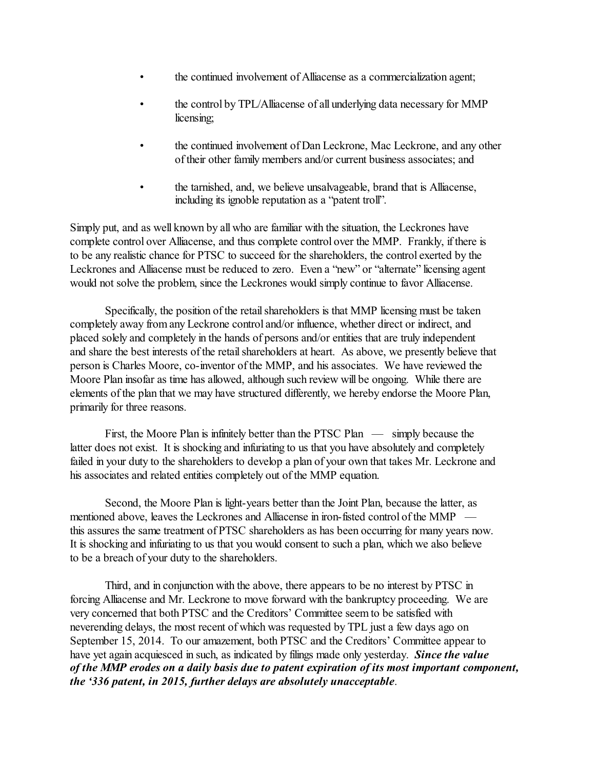- the continued involvement of Alliacense as a commercialization agent;
- the control by TPL/Alliacense of all underlying data necessary for MMP licensing;
- the continued involvement of Dan Leckrone, Mac Leckrone, and any other of their other family members and/or current business associates; and
- the tarnished, and, we believe unsalvageable, brand that is Alliacense, including its ignoble reputation as a "patent troll".

Simply put, and as well known by all who are familiar with the situation, the Leckrones have complete control over Alliacense, and thus complete control over the MMP. Frankly, if there is to be any realistic chance for PTSC to succeed for the shareholders, the control exerted by the Leckrones and Alliacense must be reduced to zero. Even a "new" or "alternate" licensing agent would not solve the problem, since the Leckrones would simply continue to favor Alliacense.

Specifically, the position of the retail shareholders is that MMP licensing must be taken completely away from any Leckrone control and/or influence, whether direct or indirect, and placed solely and completely in the hands of persons and/or entities that are truly independent and share the best interests of the retail shareholders at heart. As above, we presently believe that person is Charles Moore, co-inventor of the MMP, and his associates. We have reviewed the Moore Plan insofar as time has allowed, although such review will be ongoing. While there are elements of the plan that we may have structured differently, we hereby endorse the Moore Plan, primarily for three reasons.

First, the Moore Plan is infinitely better than the PTSC Plan — simply because the latter does not exist. It is shocking and infuriating to us that you have absolutely and completely failed in your duty to the shareholders to develop a plan of your own that takes Mr. Leckrone and his associates and related entities completely out of the MMP equation.

Second, the Moore Plan is light-years better than the Joint Plan, because the latter, as mentioned above, leaves the Leckrones and Alliacense in iron-fisted control of the MMP — this assures the same treatment of PTSC shareholders as has been occurring for many years now. It is shocking and infuriating to us that you would consent to such a plan, which we also believe to be a breach of your duty to the shareholders.

Third, and in conjunction with the above, there appears to be no interest by PTSC in forcing Alliacense and Mr. Leckrone to move forward with the bankruptcy proceeding. We are very concerned that both PTSC and the Creditors' Committee seem to be satisfied with neverending delays, the most recent of which was requested by TPL just a few days ago on September 15, 2014. To our amazement, both PTSC and the Creditors' Committee appear to have yet again acquiesced in such, as indicated by filings made only yesterday. ***Since the value of the MMP erodes on a daily basis due to patent expiration of its most important component, the '336 patent, in 2015, further delays are absolutely unacceptable***.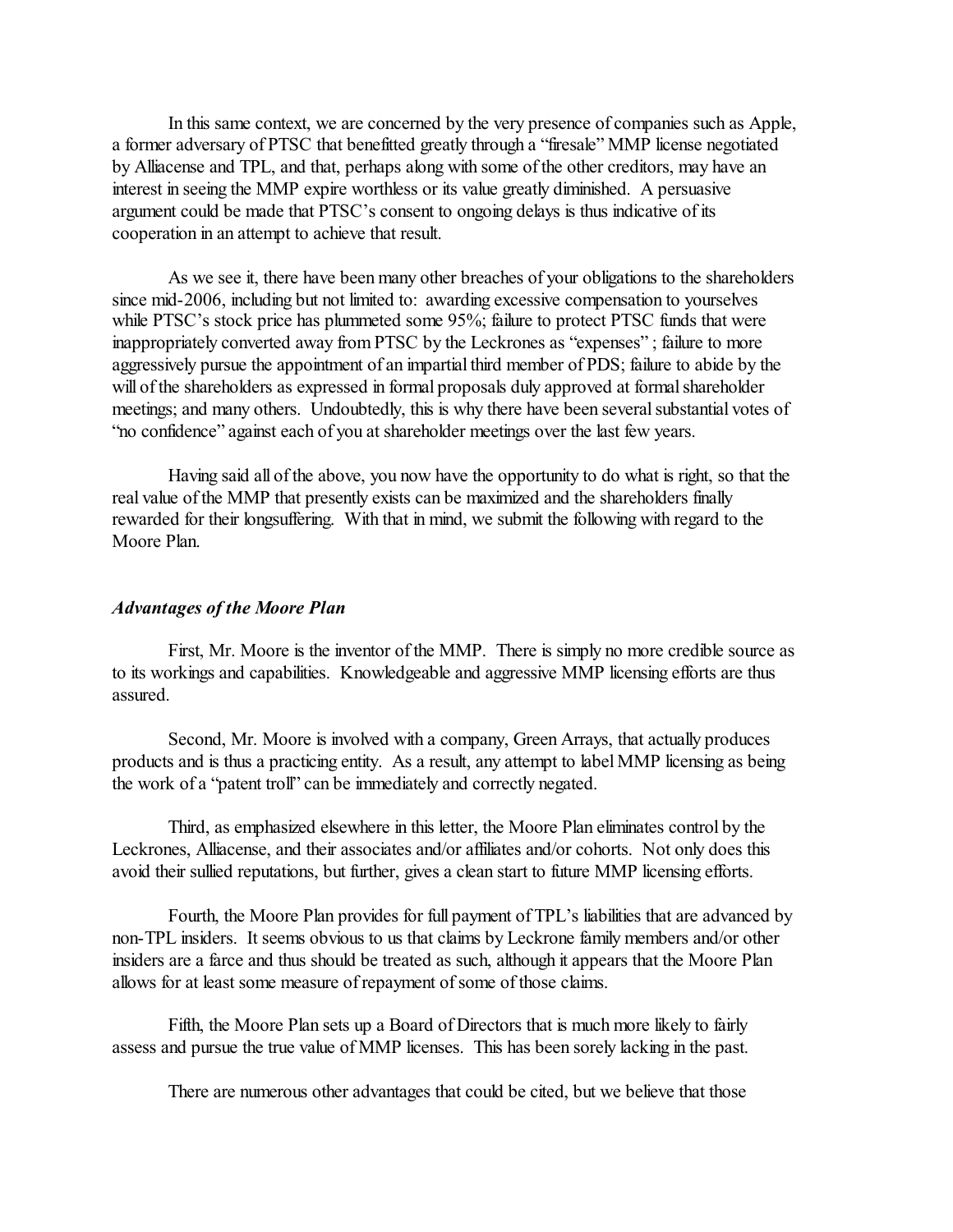In this same context, we are concerned by the very presence of companies such as Apple, a former adversary of PTSC that benefitted greatly through a "firesale" MMP license negotiated by Alliacense and TPL, and that, perhaps along with some of the other creditors, may have an interest in seeing the MMP expire worthless or its value greatly diminished. A persuasive argument could be made that PTSC's consent to ongoing delays is thus indicative of its cooperation in an attempt to achieve that result.

As we see it, there have been many other breaches of your obligations to the shareholders since mid-2006, including but not limited to: awarding excessive compensation to yourselves while PTSC's stock price has plummeted some 95%; failure to protect PTSC funds that were inappropriately converted away from PTSC by the Leckrones as "expenses" ; failure to more aggressively pursue the appointment of an impartial third member of PDS; failure to abide by the will of the shareholders as expressed in formal proposals duly approved at formal shareholder meetings; and many others. Undoubtedly, this is why there have been several substantial votes of "no confidence" against each of you at shareholder meetings over the last few years.

Having said all of the above, you now have the opportunity to do what is right, so that the real value of the MMP that presently exists can be maximized and the shareholders finally rewarded for their longsuffering. With that in mind, we submit the following with regard to the Moore Plan.

### *Advantages of the Moore Plan*

First, Mr. Moore is the inventor of the MMP. There is simply no more credible source as to its workings and capabilities. Knowledgeable and aggressive MMP licensing efforts are thus assured.

Second, Mr. Moore is involved with a company, Green Arrays, that actually produces products and is thus a practicing entity. As a result, any attempt to label MMP licensing as being the work of a "patent troll" can be immediately and correctly negated.

Third, as emphasized elsewhere in this letter, the Moore Plan eliminates control by the Leckrones, Alliacense, and their associates and/or affiliates and/or cohorts. Not only does this avoid their sullied reputations, but further, gives a clean start to future MMP licensing efforts.

Fourth, the Moore Plan provides for full payment of TPL's liabilities that are advanced by non-TPL insiders. It seems obvious to us that claims by Leckrone family members and/or other insiders are a farce and thus should be treated as such, although it appears that the Moore Plan allows for at least some measure of repayment of some of those claims.

Fifth, the Moore Plan sets up a Board of Directors that is much more likely to fairly assess and pursue the true value of MMP licenses. This has been sorely lacking in the past.

There are numerous other advantages that could be cited, but we believe that those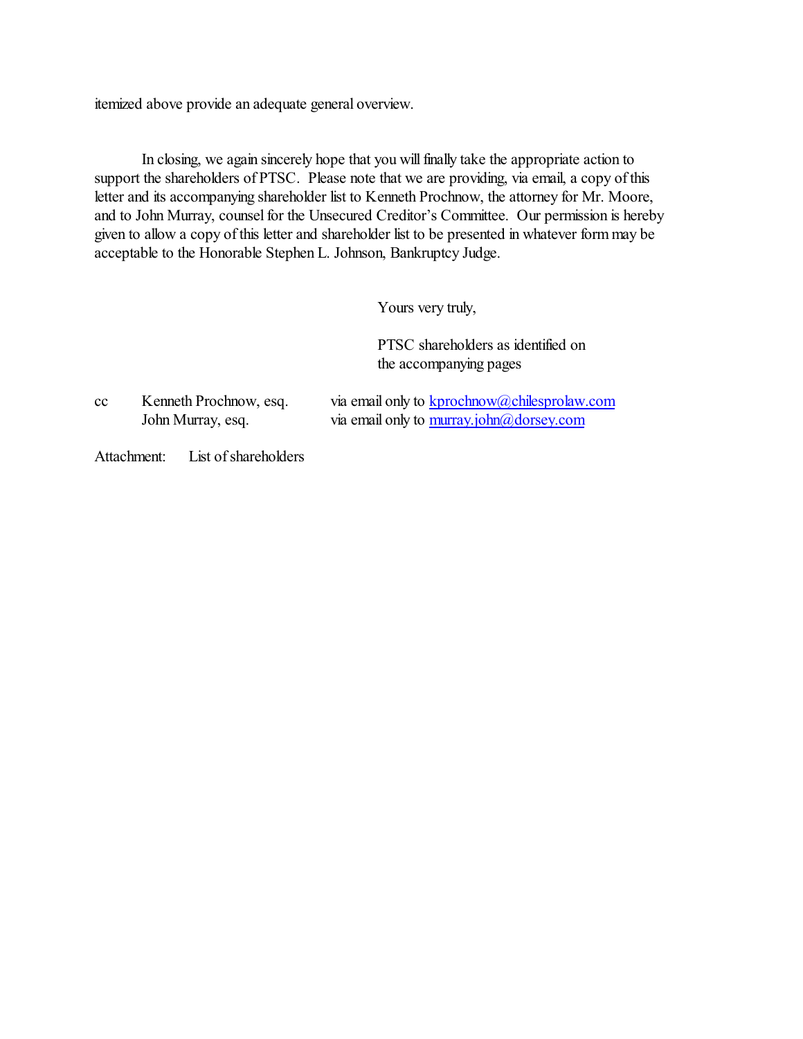itemized above provide an adequate general overview.

In closing, we again sincerely hope that you will finally take the appropriate action to support the shareholders of PTSC. Please note that we are providing, via email, a copy of this letter and its accompanying shareholder list to Kenneth Prochnow, the attorney for Mr. Moore, and to John Murray, counsel for the Unsecured Creditor's Committee. Our permission is hereby given to allow a copy of this letter and shareholder list to be presented in whatever form may be acceptable to the Honorable Stephen L. Johnson, Bankruptcy Judge.

Yours very truly,

PTSC shareholders as identified on
the accompanying pages

cc Kenneth Prochnow, esq. via email only to kprochnow@chilesprolaw.com
John Murray, esq. via email only to murray.john@dorsey.com

Attachment: List of shareholders